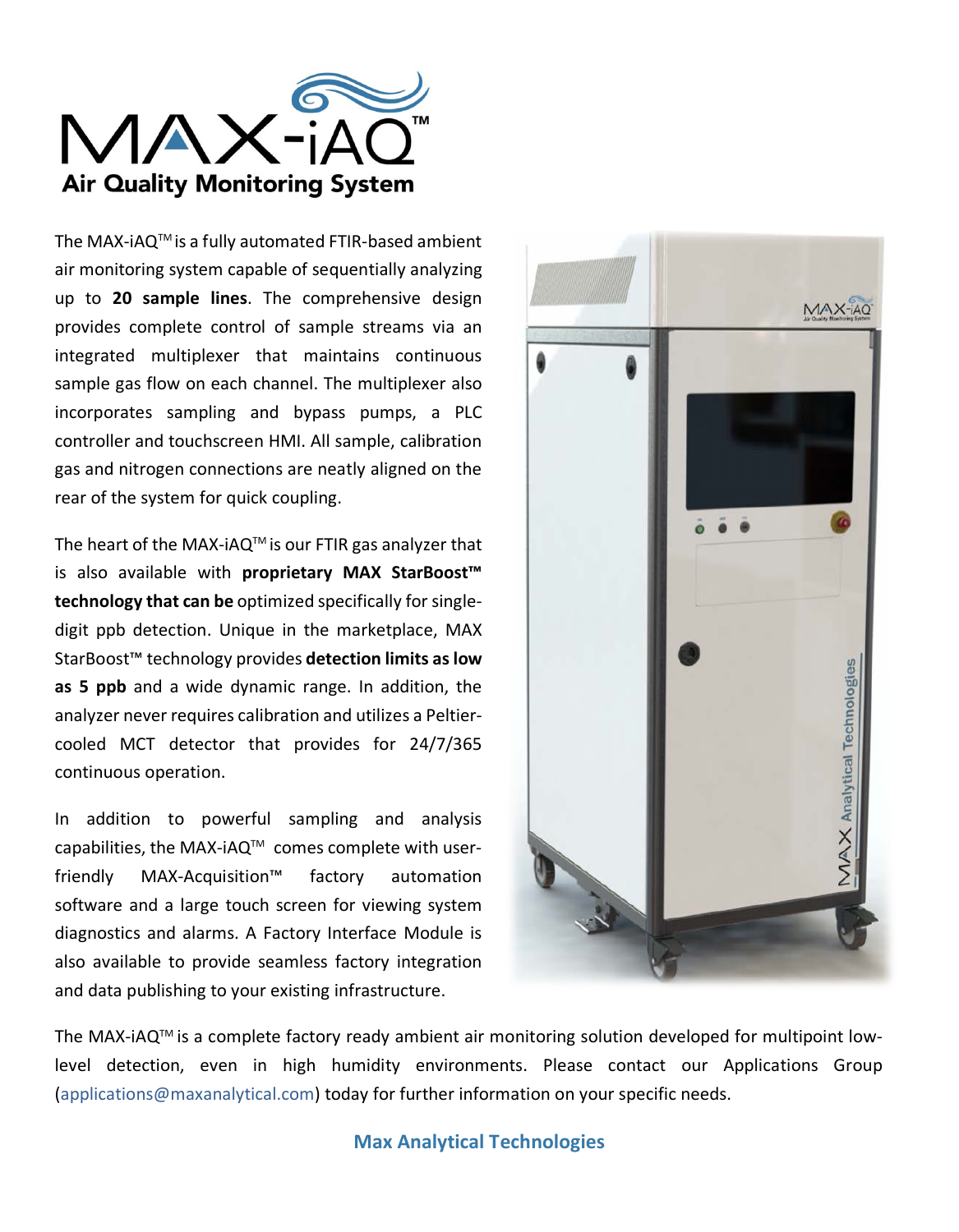# MAX-iAQ™

## Air Quality Monitoring System

The MAX-iAQ™ is a fully automated FTIR-based ambient air monitoring system capable of sequentially analyzing up to **20 sample lines**. The comprehensive design provides complete control of sample streams via an integrated multiplexer that maintains continuous sample gas flow on each channel. The multiplexer also incorporates sampling and bypass pumps, a PLC controller and touchscreen HMI. All sample, calibration gas and nitrogen connections are neatly aligned on the rear of the system for quick coupling.

The heart of the MAX-iAQ™ is our FTIR gas analyzer that is also available with **proprietary MAX StarBoost™ technology that can be** optimized specifically for single-digit ppb detection. Unique in the marketplace, MAX StarBoost™ technology provides **detection limits as low as 5 ppb** and a wide dynamic range. In addition, the analyzer never requires calibration and utilizes a Peltier-cooled MCT detector that provides for 24/7/365 continuous operation.

In addition to powerful sampling and analysis capabilities, the MAX-iAQ™ comes complete with user-friendly MAX-Acquisition™ factory automation software and a large touch screen for viewing system diagnostics and alarms. A Factory Interface Module is also available to provide seamless factory integration and data publishing to your existing infrastructure.

The MAX-iAQ™ is a complete factory ready ambient air monitoring solution developed for multipoint low-level detection, even in high humidity environments. Please contact our Applications Group (applications@maxanalytical.com) today for further information on your specific needs.

**Max Analytical Technologies**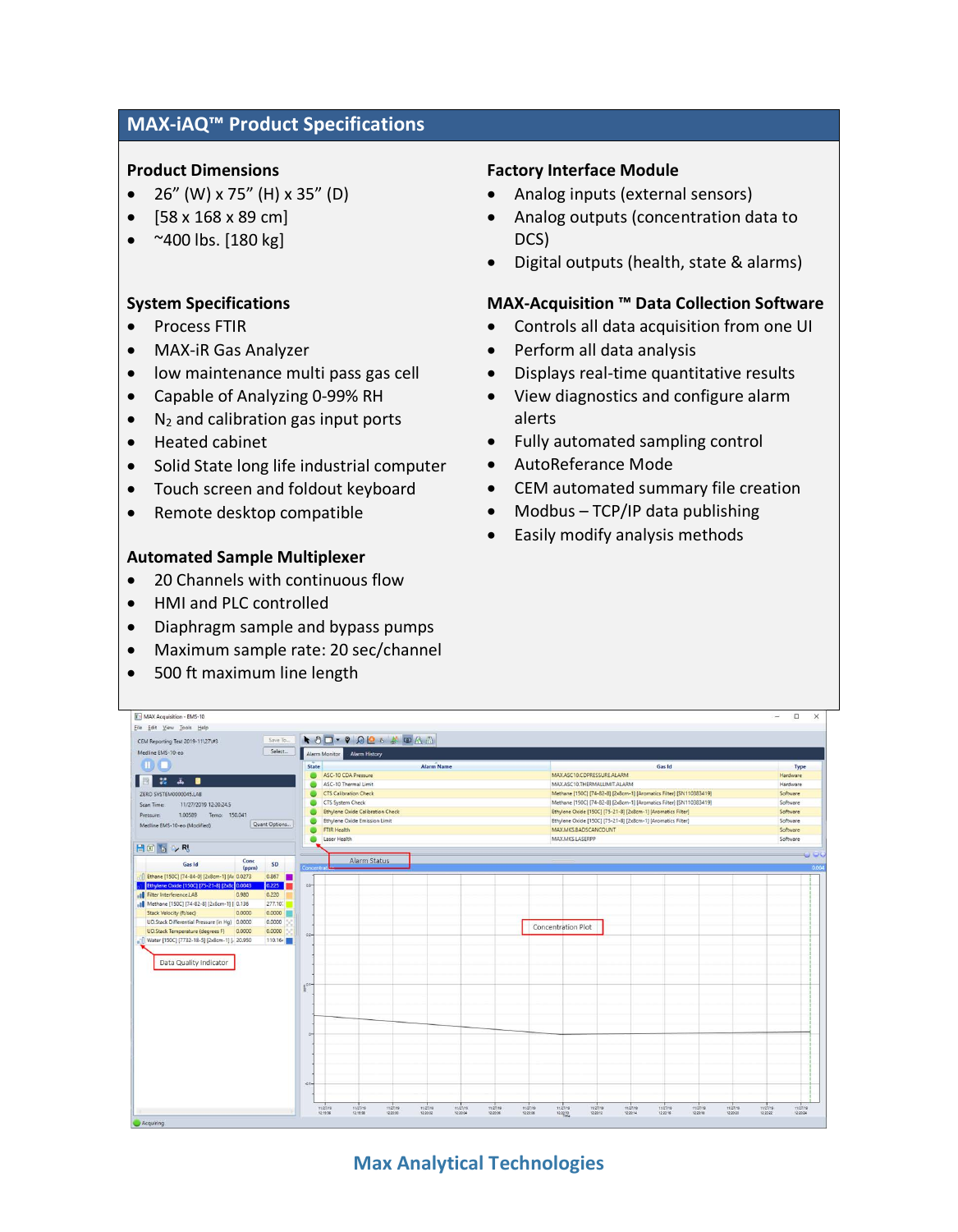## MAX-iAQ™ Product Specifications

### Product Dimensions

- 26" (W) x 75" (H) x 35" (D)
- [58 x 168 x 89 cm]
- ~400 lbs. [180 kg]

### System Specifications

- Process FTIR
- MAX-iR Gas Analyzer
- low maintenance multi pass gas cell
- Capable of Analyzing 0-99% RH
- $N_2$ and calibration gas input ports
- Heated cabinet
- Solid State long life industrial computer
- Touch screen and foldout keyboard
- Remote desktop compatible

### Automated Sample Multiplexer

- 20 Channels with continuous flow
- HMI and PLC controlled
- Diaphragm sample and bypass pumps
- Maximum sample rate: 20 sec/channel
- 500 ft maximum line length

### Factory Interface Module

- Analog inputs (external sensors)
- Analog outputs (concentration data to DCS)
- Digital outputs (health, state & alarms)

### MAX-Acquisition ™ Data Collection Software

- Controls all data acquisition from one UI
- Perform all data analysis
- Displays real-time quantitative results
- View diagnostics and configure alarm alerts
- Fully automated sampling control
- AutoReferance Mode
- CEM automated summary file creation
- Modbus – TCP/IP data publishing
- Easily modify analysis methods

Max Analytical Technologies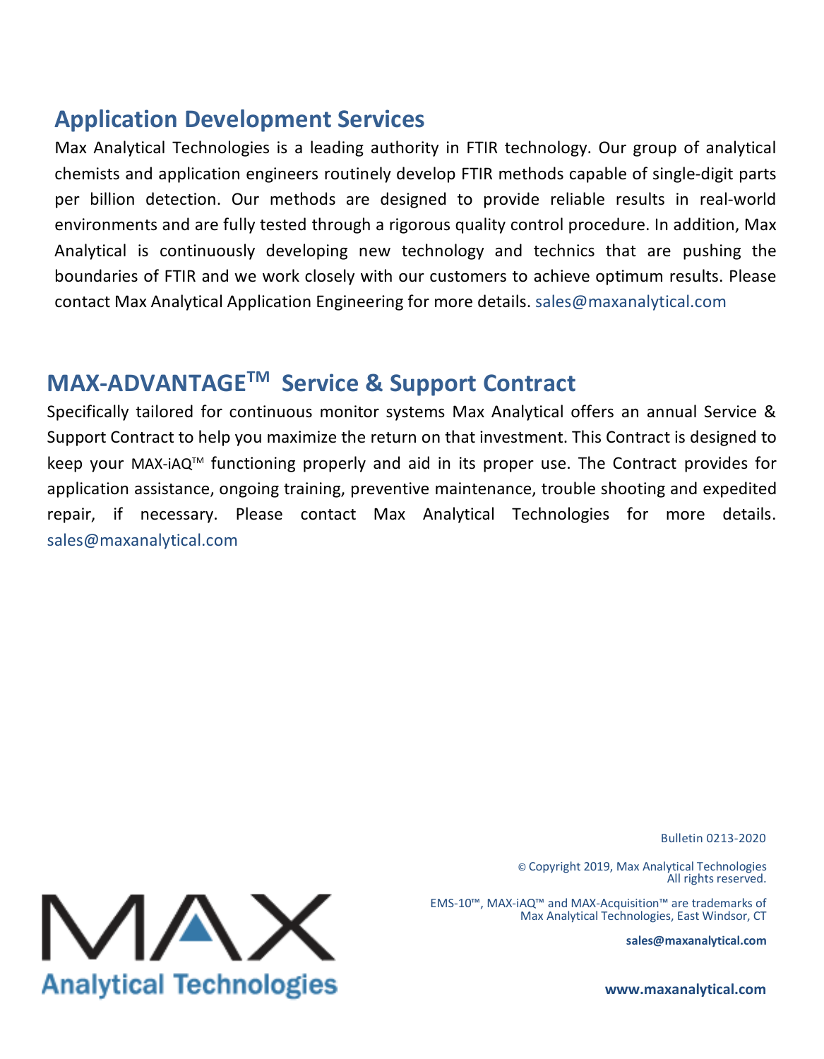## Application Development Services

Max Analytical Technologies is a leading authority in FTIR technology. Our group of analytical chemists and application engineers routinely develop FTIR methods capable of single-digit parts per billion detection. Our methods are designed to provide reliable results in real-world environments and are fully tested through a rigorous quality control procedure. In addition, Max Analytical is continuously developing new technology and technics that are pushing the boundaries of FTIR and we work closely with our customers to achieve optimum results. Please contact Max Analytical Application Engineering for more details. sales@maxanalytical.com

## MAX-ADVANTAGE™ Service & Support Contract

Specifically tailored for continuous monitor systems Max Analytical offers an annual Service & Support Contract to help you maximize the return on that investment. This Contract is designed to keep your MAX-iAQ™ functioning properly and aid in its proper use. The Contract provides for application assistance, ongoing training, preventive maintenance, trouble shooting and expedited repair, if necessary. Please contact Max Analytical Technologies for more details. sales@maxanalytical.com

MAX Analytical Technologies

Bulletin 0213-2020

© Copyright 2019, Max Analytical Technologies
All rights reserved.

EMS-10™, MAX-iAQ™ and MAX-Acquisition™ are trademarks of Max Analytical Technologies, East Windsor, CT

**sales@maxanalytical.com**

**www.maxanalytical.com**